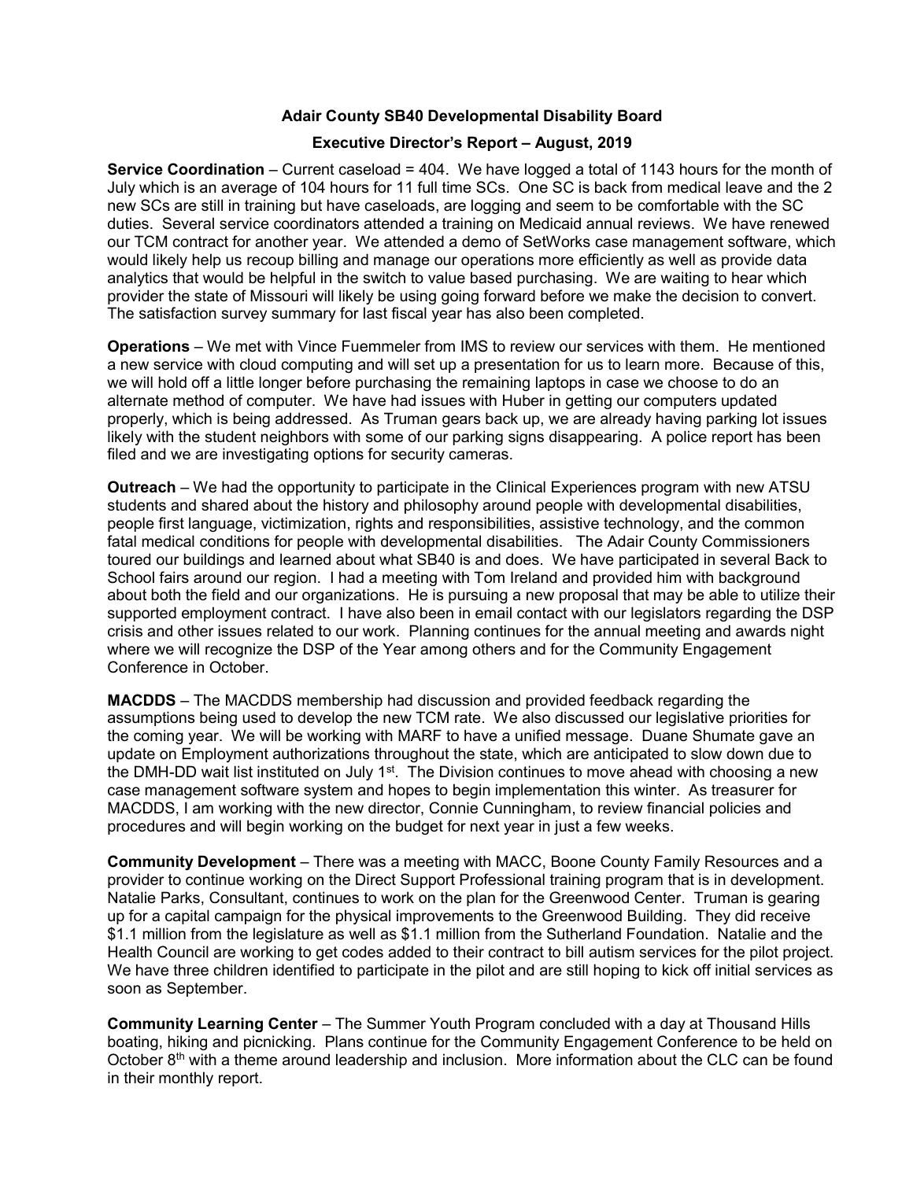# Adair County SB40 Developmental Disability Board

## Executive Director's Report – August, 2019

**Service Coordination** – Current caseload = 404. We have logged a total of 1143 hours for the month of July which is an average of 104 hours for 11 full time SCs. One SC is back from medical leave and the 2 new SCs are still in training but have caseloads, are logging and seem to be comfortable with the SC duties. Several service coordinators attended a training on Medicaid annual reviews. We have renewed our TCM contract for another year. We attended a demo of SetWorks case management software, which would likely help us recoup billing and manage our operations more efficiently as well as provide data analytics that would be helpful in the switch to value based purchasing. We are waiting to hear which provider the state of Missouri will likely be using going forward before we make the decision to convert. The satisfaction survey summary for last fiscal year has also been completed.

**Operations** – We met with Vince Fuemmeler from IMS to review our services with them. He mentioned a new service with cloud computing and will set up a presentation for us to learn more. Because of this, we will hold off a little longer before purchasing the remaining laptops in case we choose to do an alternate method of computer. We have had issues with Huber in getting our computers updated properly, which is being addressed. As Truman gears back up, we are already having parking lot issues likely with the student neighbors with some of our parking signs disappearing. A police report has been filed and we are investigating options for security cameras.

**Outreach** – We had the opportunity to participate in the Clinical Experiences program with new ATSU students and shared about the history and philosophy around people with developmental disabilities, people first language, victimization, rights and responsibilities, assistive technology, and the common fatal medical conditions for people with developmental disabilities. The Adair County Commissioners toured our buildings and learned about what SB40 is and does. We have participated in several Back to School fairs around our region. I had a meeting with Tom Ireland and provided him with background about both the field and our organizations. He is pursuing a new proposal that may be able to utilize their supported employment contract. I have also been in email contact with our legislators regarding the DSP crisis and other issues related to our work. Planning continues for the annual meeting and awards night where we will recognize the DSP of the Year among others and for the Community Engagement Conference in October.

**MACDDS** – The MACDDS membership had discussion and provided feedback regarding the assumptions being used to develop the new TCM rate. We also discussed our legislative priorities for the coming year. We will be working with MARF to have a unified message. Duane Shumate gave an update on Employment authorizations throughout the state, which are anticipated to slow down due to the DMH-DD wait list instituted on July 1st. The Division continues to move ahead with choosing a new case management software system and hopes to begin implementation this winter. As treasurer for MACDDS, I am working with the new director, Connie Cunningham, to review financial policies and procedures and will begin working on the budget for next year in just a few weeks.

**Community Development** – There was a meeting with MACC, Boone County Family Resources and a provider to continue working on the Direct Support Professional training program that is in development. Natalie Parks, Consultant, continues to work on the plan for the Greenwood Center. Truman is gearing up for a capital campaign for the physical improvements to the Greenwood Building. They did receive $1.1 million from the legislature as well as $1.1 million from the Sutherland Foundation. Natalie and the Health Council are working to get codes added to their contract to bill autism services for the pilot project. We have three children identified to participate in the pilot and are still hoping to kick off initial services as soon as September.

**Community Learning Center** – The Summer Youth Program concluded with a day at Thousand Hills boating, hiking and picnicking. Plans continue for the Community Engagement Conference to be held on October 8th with a theme around leadership and inclusion. More information about the CLC can be found in their monthly report.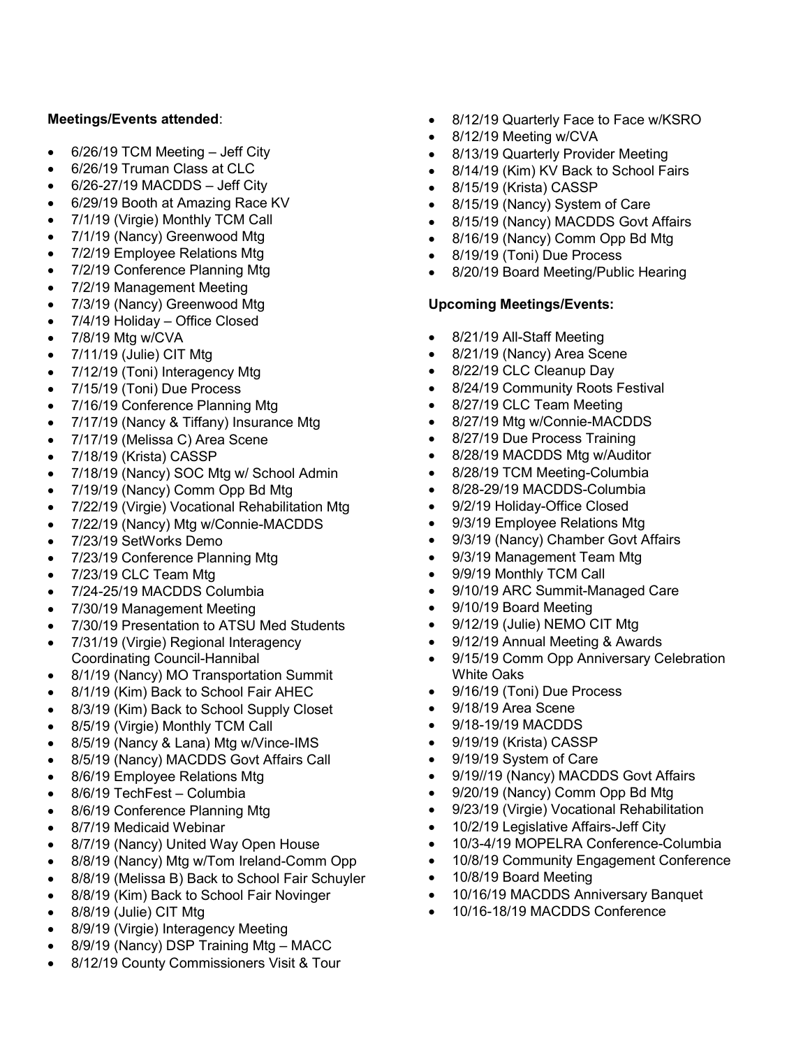**Meetings/Events attended**:

- 6/26/19 TCM Meeting – Jeff City
- 6/26/19 Truman Class at CLC
- 6/26-27/19 MACDDS – Jeff City
- 6/29/19 Booth at Amazing Race KV
- 7/1/19 (Virgie) Monthly TCM Call
- 7/1/19 (Nancy) Greenwood Mtg
- 7/2/19 Employee Relations Mtg
- 7/2/19 Conference Planning Mtg
- 7/2/19 Management Meeting
- 7/3/19 (Nancy) Greenwood Mtg
- 7/4/19 Holiday – Office Closed
- 7/8/19 Mtg w/CVA
- 7/11/19 (Julie) CIT Mtg
- 7/12/19 (Toni) Interagency Mtg
- 7/15/19 (Toni) Due Process
- 7/16/19 Conference Planning Mtg
- 7/17/19 (Nancy & Tiffany) Insurance Mtg
- 7/17/19 (Melissa C) Area Scene
- 7/18/19 (Krista) CASSP
- 7/18/19 (Nancy) SOC Mtg w/ School Admin
- 7/19/19 (Nancy) Comm Opp Bd Mtg
- 7/22/19 (Virgie) Vocational Rehabilitation Mtg
- 7/22/19 (Nancy) Mtg w/Connie-MACDDS
- 7/23/19 SetWorks Demo
- 7/23/19 Conference Planning Mtg
- 7/23/19 CLC Team Mtg
- 7/24-25/19 MACDDS Columbia
- 7/30/19 Management Meeting
- 7/30/19 Presentation to ATSU Med Students
- 7/31/19 (Virgie) Regional Interagency Coordinating Council-Hannibal
- 8/1/19 (Nancy) MO Transportation Summit
- 8/1/19 (Kim) Back to School Fair AHEC
- 8/3/19 (Kim) Back to School Supply Closet
- 8/5/19 (Virgie) Monthly TCM Call
- 8/5/19 (Nancy & Lana) Mtg w/Vince-IMS
- 8/5/19 (Nancy) MACDDS Govt Affairs Call
- 8/6/19 Employee Relations Mtg
- 8/6/19 TechFest – Columbia
- 8/6/19 Conference Planning Mtg
- 8/7/19 Medicaid Webinar
- 8/7/19 (Nancy) United Way Open House
- 8/8/19 (Nancy) Mtg w/Tom Ireland-Comm Opp
- 8/8/19 (Melissa B) Back to School Fair Schuyler
- 8/8/19 (Kim) Back to School Fair Novinger
- 8/8/19 (Julie) CIT Mtg
- 8/9/19 (Virgie) Interagency Meeting
- 8/9/19 (Nancy) DSP Training Mtg – MACC
- 8/12/19 County Commissioners Visit & Tour
- 8/12/19 Quarterly Face to Face w/KSRO
- 8/12/19 Meeting w/CVA
- 8/13/19 Quarterly Provider Meeting
- 8/14/19 (Kim) KV Back to School Fairs
- 8/15/19 (Krista) CASSP
- 8/15/19 (Nancy) System of Care
- 8/15/19 (Nancy) MACDDS Govt Affairs
- 8/16/19 (Nancy) Comm Opp Bd Mtg
- 8/19/19 (Toni) Due Process
- 8/20/19 Board Meeting/Public Hearing

**Upcoming Meetings/Events:**

- 8/21/19 All-Staff Meeting
- 8/21/19 (Nancy) Area Scene
- 8/22/19 CLC Cleanup Day
- 8/24/19 Community Roots Festival
- 8/27/19 CLC Team Meeting
- 8/27/19 Mtg w/Connie-MACDDS
- 8/27/19 Due Process Training
- 8/28/19 MACDDS Mtg w/Auditor
- 8/28/19 TCM Meeting-Columbia
- 8/28-29/19 MACDDS-Columbia
- 9/2/19 Holiday-Office Closed
- 9/3/19 Employee Relations Mtg
- 9/3/19 (Nancy) Chamber Govt Affairs
- 9/3/19 Management Team Mtg
- 9/9/19 Monthly TCM Call
- 9/10/19 ARC Summit-Managed Care
- 9/10/19 Board Meeting
- 9/12/19 (Julie) NEMO CIT Mtg
- 9/12/19 Annual Meeting & Awards
- 9/15/19 Comm Opp Anniversary Celebration White Oaks
- 9/16/19 (Toni) Due Process
- 9/18/19 Area Scene
- 9/18-19/19 MACDDS
- 9/19/19 (Krista) CASSP
- 9/19/19 System of Care
- 9/19//19 (Nancy) MACDDS Govt Affairs
- 9/20/19 (Nancy) Comm Opp Bd Mtg
- 9/23/19 (Virgie) Vocational Rehabilitation
- 10/2/19 Legislative Affairs-Jeff City
- 10/3-4/19 MOPELRA Conference-Columbia
- 10/8/19 Community Engagement Conference
- 10/8/19 Board Meeting
- 10/16/19 MACDDS Anniversary Banquet
- 10/16-18/19 MACDDS Conference